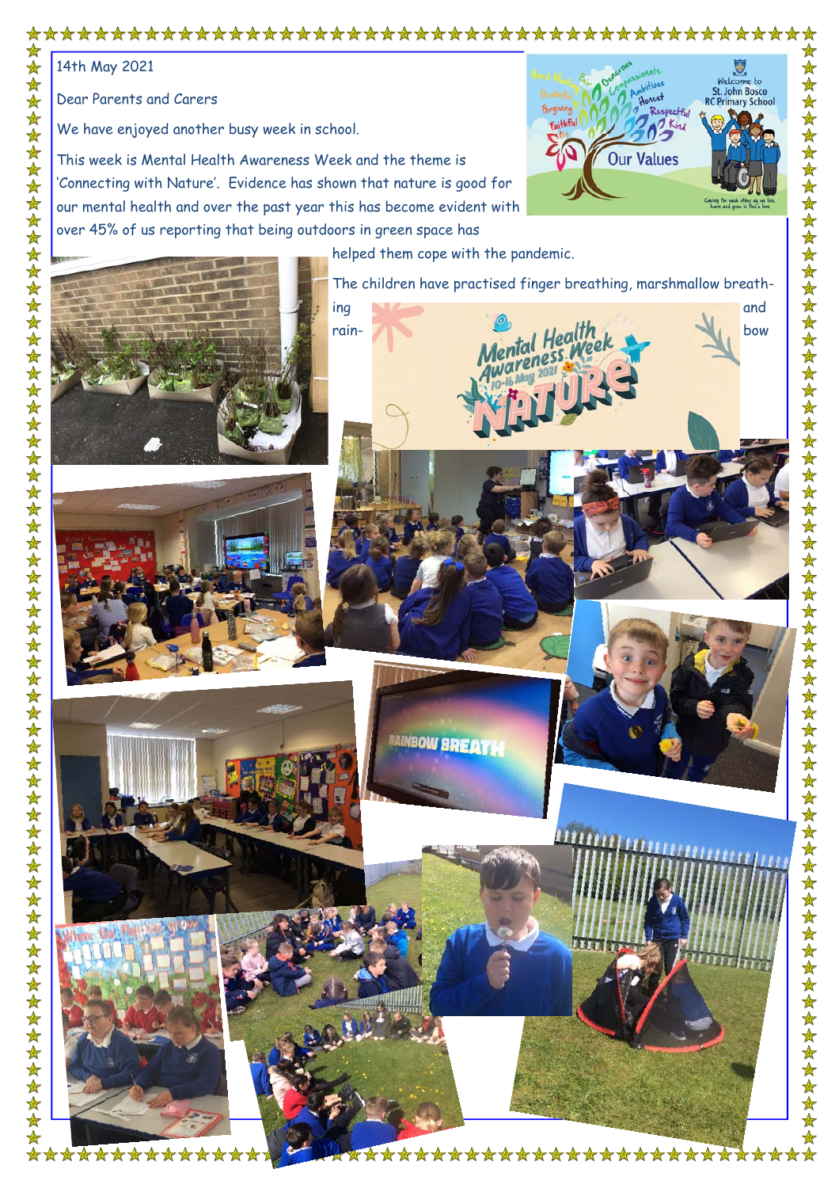14th May 2021

Dear Parents and Carers

We have enjoyed another busy week in school.

This week is Mental Health Awareness Week and the theme is 'Connecting with Nature'. Evidence has shown that nature is good for our mental health and over the past year this has become evident with over 45% of us reporting that being outdoors in green space has helped them cope with the pandemic.

The children have practised finger breathing, marshmallow breathing and rainbow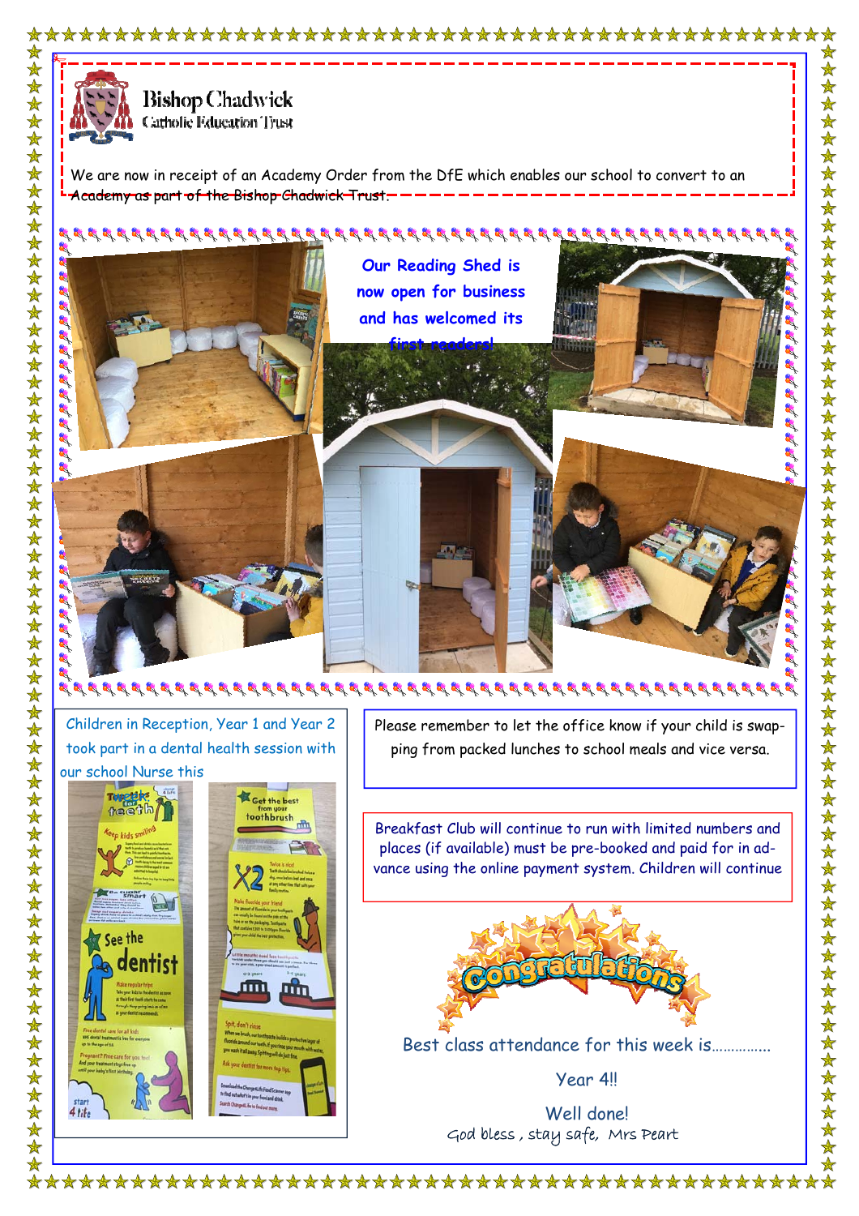Bishop Chadwick
Catholic Education Trust

We are now in receipt of an Academy Order from the DfE which enables our school to convert to an Academy as part of the Bishop Chadwick Trust.

**Our Reading Shed is now open for business and has welcomed its first readers!**

Children in Reception, Year 1 and Year 2 took part in a dental health session with our school Nurse this

Please remember to let the office know if your child is swapping from packed lunches to school meals and vice versa.

Breakfast Club will continue to run with limited numbers and places (if available) must be pre-booked and paid for in advance using the online payment system. Children will continue

Congratulations

Best class attendance for this week is……………

Year 4!!

Well done!

God bless , stay safe, Mrs Peart